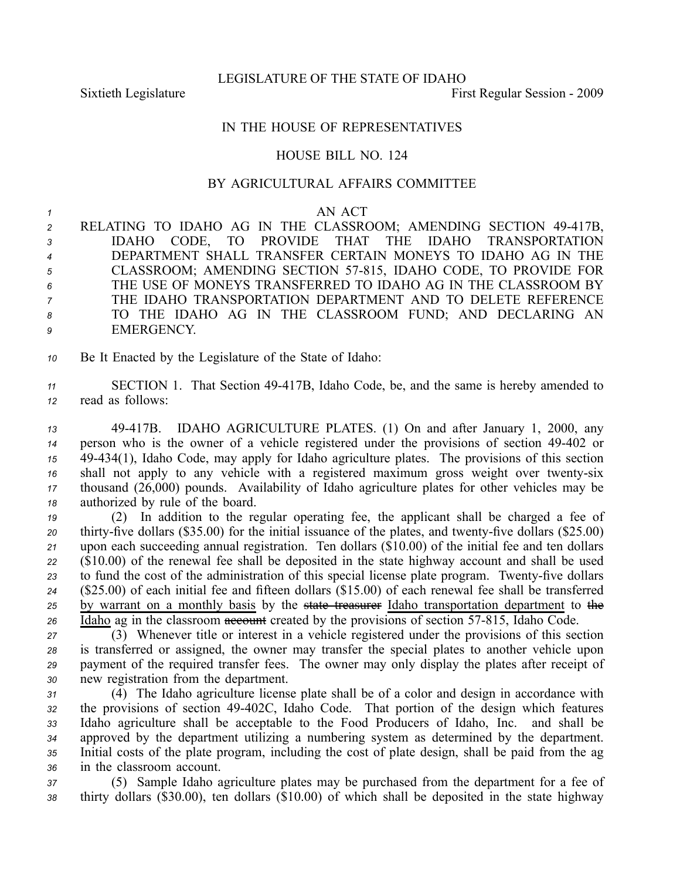LEGISLATURE OF THE STATE OF IDAHO

Sixtieth Legislature First Regular Session - 2009

IN THE HOUSE OF REPRESENTATIVES

HOUSE BILL NO. 124

BY AGRICULTURAL AFFAIRS COMMITTEE

AN ACT

RELATING TO IDAHO AG IN THE CLASSROOM; AMENDING SECTION 49-417B, IDAHO CODE, TO PROVIDE THAT THE IDAHO TRANSPORTATION DEPARTMENT SHALL TRANSFER CERTAIN MONEYS TO IDAHO AG IN THE CLASSROOM; AMENDING SECTION 57-815, IDAHO CODE, TO PROVIDE FOR THE USE OF MONEYS TRANSFERRED TO IDAHO AG IN THE CLASSROOM BY THE IDAHO TRANSPORTATION DEPARTMENT AND TO DELETE REFERENCE TO THE IDAHO AG IN THE CLASSROOM FUND; AND DECLARING AN EMERGENCY.

Be It Enacted by the Legislature of the State of Idaho:

SECTION 1. That Section 49-417B, Idaho Code, be, and the same is hereby amended to read as follows:

49-417B. IDAHO AGRICULTURE PLATES. (1) On and after January 1, 2000, any person who is the owner of a vehicle registered under the provisions of section 49-402 or 49-434(1), Idaho Code, may apply for Idaho agriculture plates. The provisions of this section shall not apply to any vehicle with a registered maximum gross weight over twenty-six thousand (26,000) pounds. Availability of Idaho agriculture plates for other vehicles may be authorized by rule of the board.

(2) In addition to the regular operating fee, the applicant shall be charged a fee of thirty-five dollars ($35.00) for the initial issuance of the plates, and twenty-five dollars ($25.00) upon each succeeding annual registration. Ten dollars ($10.00) of the initial fee and ten dollars ($10.00) of the renewal fee shall be deposited in the state highway account and shall be used to fund the cost of the administration of this special license plate program. Twenty-five dollars ($25.00) of each initial fee and fifteen dollars ($15.00) of each renewal fee shall be transferred <u>by warrant on a monthly basis</u> by the ~~state treasurer~~ <u>Idaho transportation department</u> to ~~the~~ <u>Idaho</u> ag in the classroom ~~account~~ created by the provisions of section 57-815, Idaho Code.

(3) Whenever title or interest in a vehicle registered under the provisions of this section is transferred or assigned, the owner may transfer the special plates to another vehicle upon payment of the required transfer fees. The owner may only display the plates after receipt of new registration from the department.

(4) The Idaho agriculture license plate shall be of a color and design in accordance with the provisions of section 49-402C, Idaho Code. That portion of the design which features Idaho agriculture shall be acceptable to the Food Producers of Idaho, Inc. and shall be approved by the department utilizing a numbering system as determined by the department. Initial costs of the plate program, including the cost of plate design, shall be paid from the ag in the classroom account.

(5) Sample Idaho agriculture plates may be purchased from the department for a fee of thirty dollars ($30.00), ten dollars ($10.00) of which shall be deposited in the state highway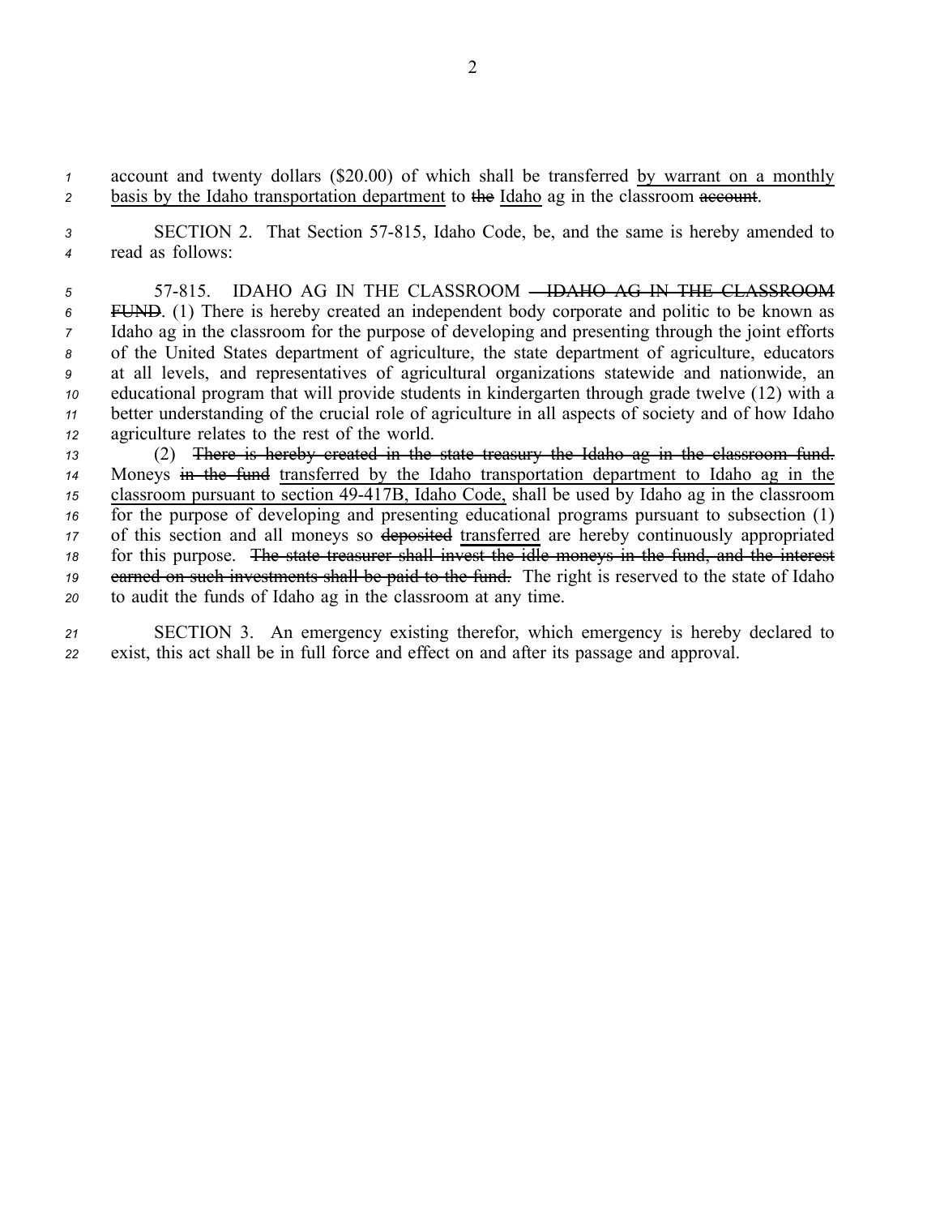account and twenty dollars ($20.00) of which shall be transferred by warrant on a monthly basis by the Idaho transportation department to ~~the~~ Idaho ag in the classroom ~~account~~.

SECTION 2. That Section 57-815, Idaho Code, be, and the same is hereby amended to read as follows:

57-815. IDAHO AG IN THE CLASSROOM ~~— IDAHO AG IN THE CLASSROOM FUND~~. (1) There is hereby created an independent body corporate and politic to be known as Idaho ag in the classroom for the purpose of developing and presenting through the joint efforts of the United States department of agriculture, the state department of agriculture, educators at all levels, and representatives of agricultural organizations statewide and nationwide, an educational program that will provide students in kindergarten through grade twelve (12) with a better understanding of the crucial role of agriculture in all aspects of society and of how Idaho agriculture relates to the rest of the world.

(2) ~~There is hereby created in the state treasury the Idaho ag in the classroom fund.~~ Moneys ~~in the fund~~ transferred by the Idaho transportation department to Idaho ag in the classroom pursuant to section 49-417B, Idaho Code, shall be used by Idaho ag in the classroom for the purpose of developing and presenting educational programs pursuant to subsection (1) of this section and all moneys so ~~deposited~~ transferred are hereby continuously appropriated for this purpose. ~~The state treasurer shall invest the idle moneys in the fund, and the interest earned on such investments shall be paid to the fund.~~ The right is reserved to the state of Idaho to audit the funds of Idaho ag in the classroom at any time.

SECTION 3. An emergency existing therefor, which emergency is hereby declared to exist, this act shall be in full force and effect on and after its passage and approval.